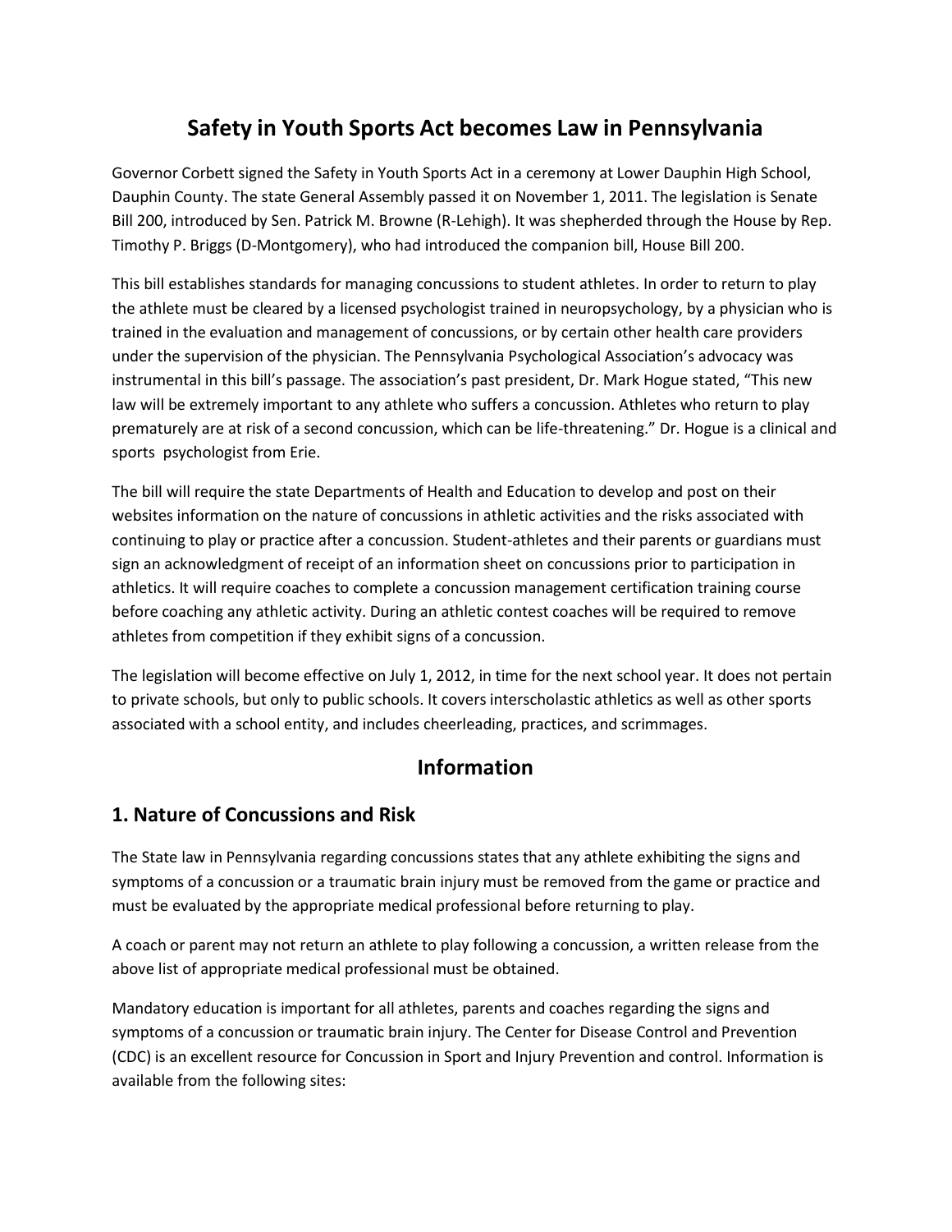# Safety in Youth Sports Act becomes Law in Pennsylvania

Governor Corbett signed the Safety in Youth Sports Act in a ceremony at Lower Dauphin High School, Dauphin County. The state General Assembly passed it on November 1, 2011. The legislation is Senate Bill 200, introduced by Sen. Patrick M. Browne (R-Lehigh). It was shepherded through the House by Rep. Timothy P. Briggs (D-Montgomery), who had introduced the companion bill, House Bill 200.

This bill establishes standards for managing concussions to student athletes. In order to return to play the athlete must be cleared by a licensed psychologist trained in neuropsychology, by a physician who is trained in the evaluation and management of concussions, or by certain other health care providers under the supervision of the physician. The Pennsylvania Psychological Association's advocacy was instrumental in this bill's passage. The association's past president, Dr. Mark Hogue stated, "This new law will be extremely important to any athlete who suffers a concussion. Athletes who return to play prematurely are at risk of a second concussion, which can be life-threatening." Dr. Hogue is a clinical and sports psychologist from Erie.

The bill will require the state Departments of Health and Education to develop and post on their websites information on the nature of concussions in athletic activities and the risks associated with continuing to play or practice after a concussion. Student-athletes and their parents or guardians must sign an acknowledgment of receipt of an information sheet on concussions prior to participation in athletics. It will require coaches to complete a concussion management certification training course before coaching any athletic activity. During an athletic contest coaches will be required to remove athletes from competition if they exhibit signs of a concussion.

The legislation will become effective on July 1, 2012, in time for the next school year. It does not pertain to private schools, but only to public schools. It covers interscholastic athletics as well as other sports associated with a school entity, and includes cheerleading, practices, and scrimmages.

## Information

## 1. Nature of Concussions and Risk

The State law in Pennsylvania regarding concussions states that any athlete exhibiting the signs and symptoms of a concussion or a traumatic brain injury must be removed from the game or practice and must be evaluated by the appropriate medical professional before returning to play.

A coach or parent may not return an athlete to play following a concussion, a written release from the above list of appropriate medical professional must be obtained.

Mandatory education is important for all athletes, parents and coaches regarding the signs and symptoms of a concussion or traumatic brain injury. The Center for Disease Control and Prevention (CDC) is an excellent resource for Concussion in Sport and Injury Prevention and control. Information is available from the following sites: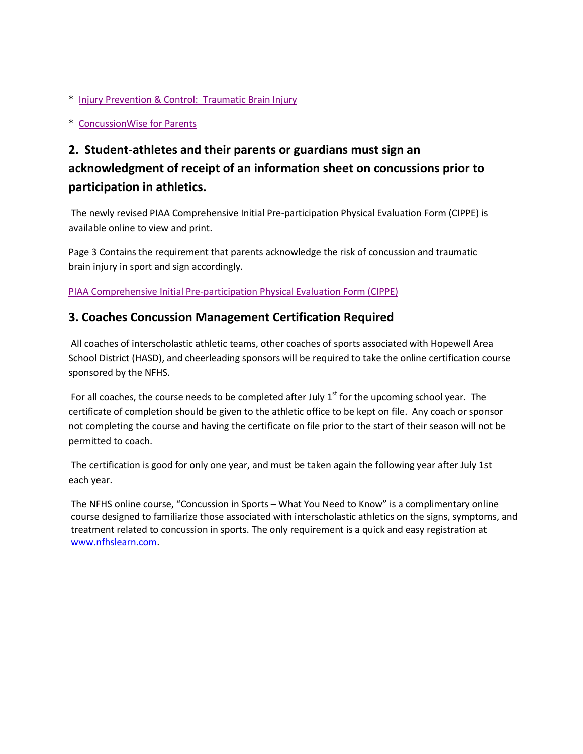* Injury Prevention & Control: Traumatic Brain Injury

* ConcussionWise for Parents

## 2. Student-athletes and their parents or guardians must sign an acknowledgment of receipt of an information sheet on concussions prior to participation in athletics.

The newly revised PIAA Comprehensive Initial Pre-participation Physical Evaluation Form (CIPPE) is available online to view and print.

Page 3 Contains the requirement that parents acknowledge the risk of concussion and traumatic brain injury in sport and sign accordingly.

PIAA Comprehensive Initial Pre-participation Physical Evaluation Form (CIPPE)

## 3. Coaches Concussion Management Certification Required

All coaches of interscholastic athletic teams, other coaches of sports associated with Hopewell Area School District (HASD), and cheerleading sponsors will be required to take the online certification course sponsored by the NFHS.

For all coaches, the course needs to be completed after July 1st for the upcoming school year. The certificate of completion should be given to the athletic office to be kept on file. Any coach or sponsor not completing the course and having the certificate on file prior to the start of their season will not be permitted to coach.

The certification is good for only one year, and must be taken again the following year after July 1st each year.

The NFHS online course, "Concussion in Sports – What You Need to Know" is a complimentary online course designed to familiarize those associated with interscholastic athletics on the signs, symptoms, and treatment related to concussion in sports. The only requirement is a quick and easy registration at www.nfhslearn.com.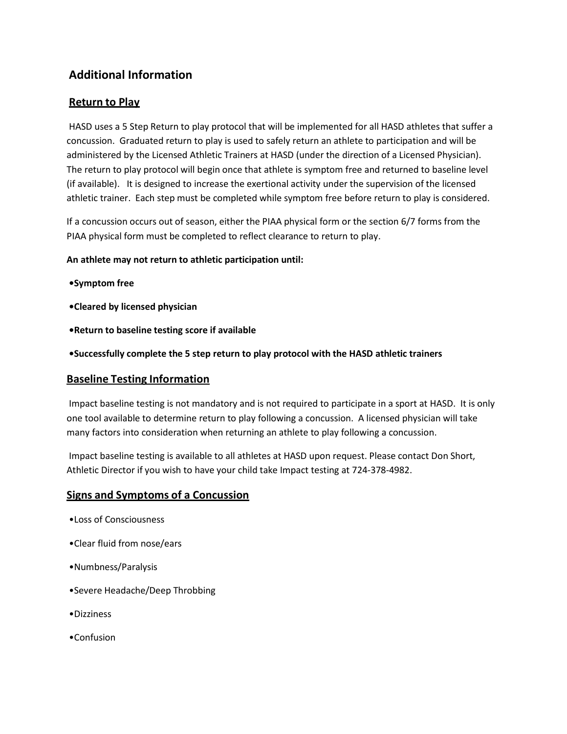## Additional Information

### Return to Play

HASD uses a 5 Step Return to play protocol that will be implemented for all HASD athletes that suffer a concussion. Graduated return to play is used to safely return an athlete to participation and will be administered by the Licensed Athletic Trainers at HASD (under the direction of a Licensed Physician). The return to play protocol will begin once that athlete is symptom free and returned to baseline level (if available). It is designed to increase the exertional activity under the supervision of the licensed athletic trainer. Each step must be completed while symptom free before return to play is considered.

If a concussion occurs out of season, either the PIAA physical form or the section 6/7 forms from the PIAA physical form must be completed to reflect clearance to return to play.

**An athlete may not return to athletic participation until:**

- **Symptom free**
- **Cleared by licensed physician**
- **Return to baseline testing score if available**
- **Successfully complete the 5 step return to play protocol with the HASD athletic trainers**

### Baseline Testing Information

Impact baseline testing is not mandatory and is not required to participate in a sport at HASD. It is only one tool available to determine return to play following a concussion. A licensed physician will take many factors into consideration when returning an athlete to play following a concussion.

Impact baseline testing is available to all athletes at HASD upon request. Please contact Don Short, Athletic Director if you wish to have your child take Impact testing at 724-378-4982.

### Signs and Symptoms of a Concussion

- Loss of Consciousness
- Clear fluid from nose/ears
- Numbness/Paralysis
- Severe Headache/Deep Throbbing
- Dizziness
- Confusion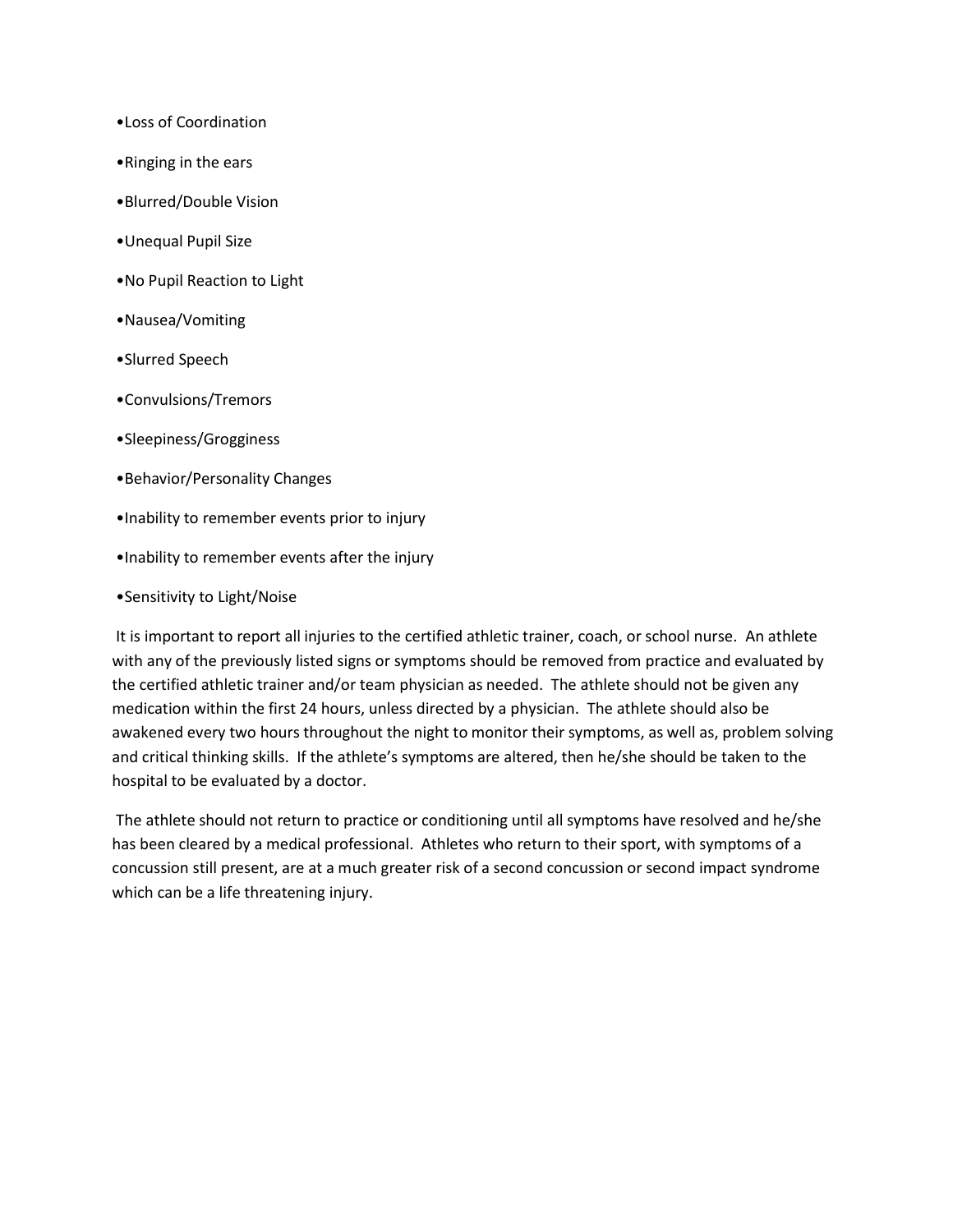- Loss of Coordination
- Ringing in the ears
- Blurred/Double Vision
- Unequal Pupil Size
- No Pupil Reaction to Light
- Nausea/Vomiting
- Slurred Speech
- Convulsions/Tremors
- Sleepiness/Grogginess
- Behavior/Personality Changes
- Inability to remember events prior to injury
- Inability to remember events after the injury
- Sensitivity to Light/Noise

It is important to report all injuries to the certified athletic trainer, coach, or school nurse. An athlete with any of the previously listed signs or symptoms should be removed from practice and evaluated by the certified athletic trainer and/or team physician as needed. The athlete should not be given any medication within the first 24 hours, unless directed by a physician. The athlete should also be awakened every two hours throughout the night to monitor their symptoms, as well as, problem solving and critical thinking skills. If the athlete's symptoms are altered, then he/she should be taken to the hospital to be evaluated by a doctor.

The athlete should not return to practice or conditioning until all symptoms have resolved and he/she has been cleared by a medical professional. Athletes who return to their sport, with symptoms of a concussion still present, are at a much greater risk of a second concussion or second impact syndrome which can be a life threatening injury.